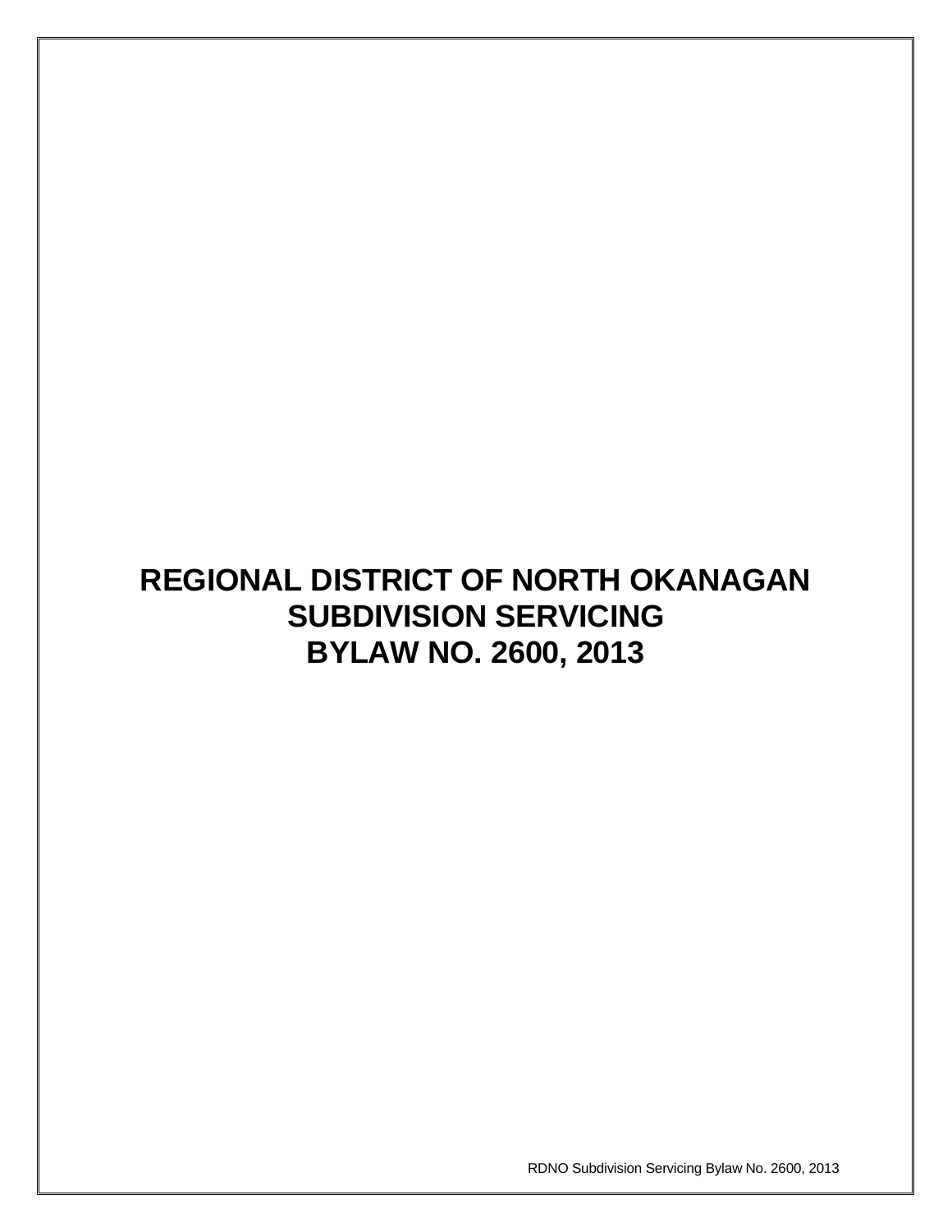# REGIONAL DISTRICT OF NORTH OKANAGAN
# SUBDIVISION SERVICING
# BYLAW NO. 2600, 2013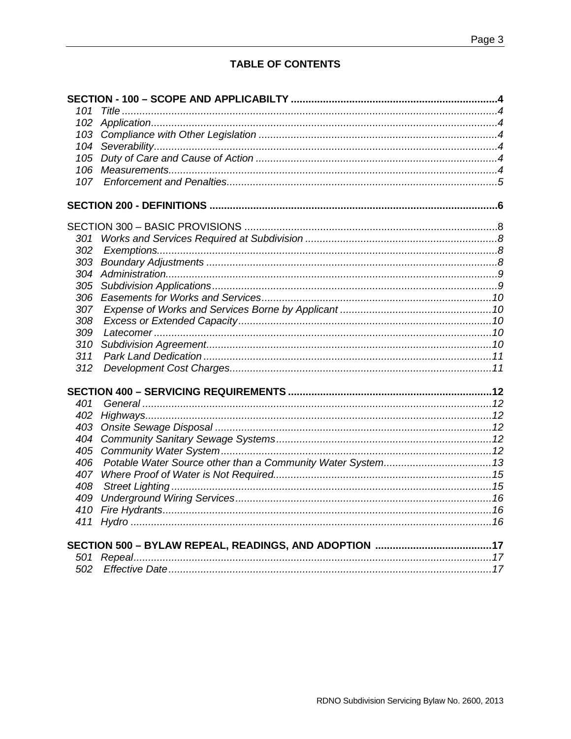# TABLE OF CONTENTS

**SECTION - 100 – SCOPE AND APPLICABILTY ....................................................................4**

- 101 *Title ....................................................................................................................4*
- 102 *Application..........................................................................................................4*
- 103 *Compliance with Other Legislation ....................................................................4*
- 104 *Severability..........................................................................................................4*
- 105 *Duty of Care and Cause of Action .....................................................................4*
- 106 *Measurements.....................................................................................................4*
- 107 *Enforcement and Penalties................................................................................5*

**SECTION 200 - DEFINITIONS ....................................................................................6**

SECTION 300 – BASIC PROVISIONS ...........................................................................8

- 301 *Works and Services Required at Subdivision ....................................................8*
- 302 *Exemptions.........................................................................................................8*
- 303 *Boundary Adjustments .......................................................................................8*
- 304 *Administration......................................................................................................9*
- 305 *Subdivision Applications.....................................................................................9*
- 306 *Easements for Works and Services..................................................................10*
- 307 *Expense of Works and Services Borne by Applicant .......................................10*
- 308 *Excess or Extended Capacity...........................................................................10*
- 309 *Latecomer ........................................................................................................10*
- 310 *Subdivision Agreement.....................................................................................10*
- 311 *Park Land Dedication ......................................................................................11*
- 312 *Development Cost Charges..............................................................................11*

**SECTION 400 – SERVICING REQUIREMENTS ..........................................................12**

- 401 *General .............................................................................................................12*
- 402 *Highways...........................................................................................................12*
- 403 *Onsite Sewage Disposal ..................................................................................12*
- 404 *Community Sanitary Sewage Systems.............................................................12*
- 405 *Community Water System................................................................................12*
- 406 *Potable Water Source other than a Community Water System.......................13*
- 407 *Where Proof of Water is Not Required.............................................................15*
- 408 *Street Lighting ..................................................................................................15*
- 409 *Underground Wiring Services...........................................................................16*
- 410 *Fire Hydrants.....................................................................................................16*
- 411 *Hydro ...............................................................................................................16*

**SECTION 500 – BYLAW REPEAL, READINGS, AND ADOPTION ...........................17**

- 501 *Repeal...............................................................................................................17*
- 502 *Effective Date...................................................................................................17*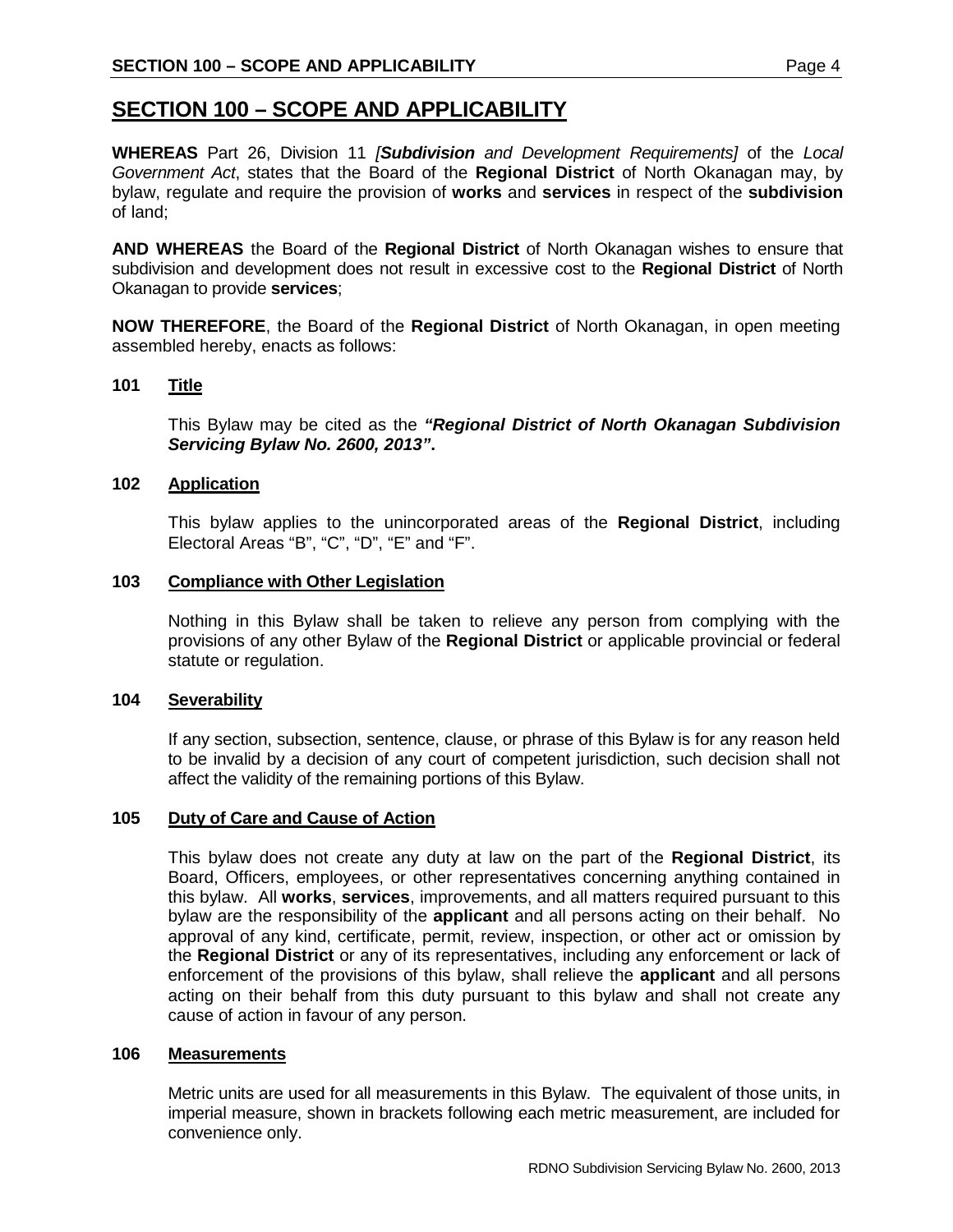# SECTION 100 – SCOPE AND APPLICABILITY

**WHEREAS** Part 26, Division 11 *[**Subdivision** and Development Requirements]* of the *Local Government Act*, states that the Board of the **Regional District** of North Okanagan may, by bylaw, regulate and require the provision of **works** and **services** in respect of the **subdivision** of land;

**AND WHEREAS** the Board of the **Regional District** of North Okanagan wishes to ensure that subdivision and development does not result in excessive cost to the **Regional District** of North Okanagan to provide **services**;

**NOW THEREFORE**, the Board of the **Regional District** of North Okanagan, in open meeting assembled hereby, enacts as follows:

### 101 Title

This Bylaw may be cited as the ***"Regional District of North Okanagan Subdivision Servicing Bylaw No. 2600, 2013"*.**

### 102 Application

This bylaw applies to the unincorporated areas of the **Regional District**, including Electoral Areas "B", "C", "D", "E" and "F".

### 103 Compliance with Other Legislation

Nothing in this Bylaw shall be taken to relieve any person from complying with the provisions of any other Bylaw of the **Regional District** or applicable provincial or federal statute or regulation.

### 104 Severability

If any section, subsection, sentence, clause, or phrase of this Bylaw is for any reason held to be invalid by a decision of any court of competent jurisdiction, such decision shall not affect the validity of the remaining portions of this Bylaw.

### 105 Duty of Care and Cause of Action

This bylaw does not create any duty at law on the part of the **Regional District**, its Board, Officers, employees, or other representatives concerning anything contained in this bylaw. All **works**, **services**, improvements, and all matters required pursuant to this bylaw are the responsibility of the **applicant** and all persons acting on their behalf. No approval of any kind, certificate, permit, review, inspection, or other act or omission by the **Regional District** or any of its representatives, including any enforcement or lack of enforcement of the provisions of this bylaw, shall relieve the **applicant** and all persons acting on their behalf from this duty pursuant to this bylaw and shall not create any cause of action in favour of any person.

### 106 Measurements

Metric units are used for all measurements in this Bylaw. The equivalent of those units, in imperial measure, shown in brackets following each metric measurement, are included for convenience only.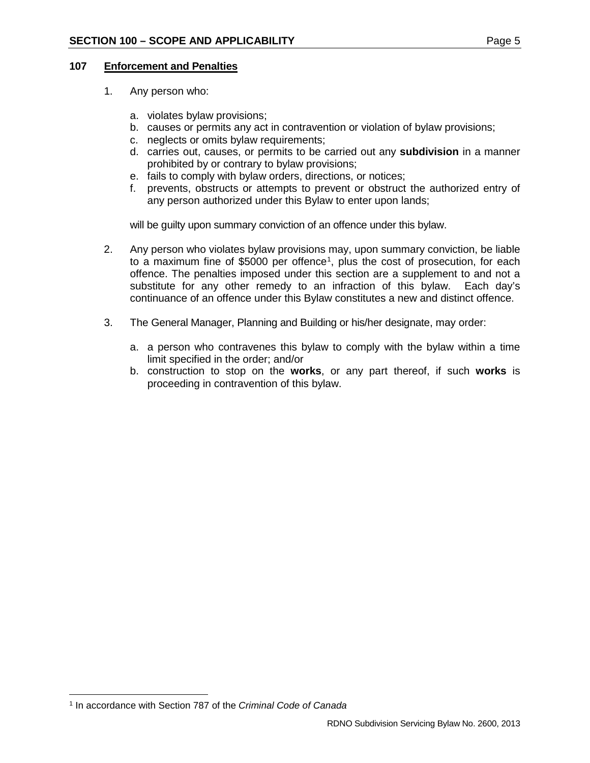## 107 Enforcement and Penalties

1. Any person who:

   a. violates bylaw provisions;
   b. causes or permits any act in contravention or violation of bylaw provisions;
   c. neglects or omits bylaw requirements;
   d. carries out, causes, or permits to be carried out any **subdivision** in a manner prohibited by or contrary to bylaw provisions;
   e. fails to comply with bylaw orders, directions, or notices;
   f. prevents, obstructs or attempts to prevent or obstruct the authorized entry of any person authorized under this Bylaw to enter upon lands;

   will be guilty upon summary conviction of an offence under this bylaw.

2. Any person who violates bylaw provisions may, upon summary conviction, be liable to a maximum fine of $5000 per offence[1], plus the cost of prosecution, for each offence. The penalties imposed under this section are a supplement to and not a substitute for any other remedy to an infraction of this bylaw. Each day's continuance of an offence under this Bylaw constitutes a new and distinct offence.

3. The General Manager, Planning and Building or his/her designate, may order:

   a. a person who contravenes this bylaw to comply with the bylaw within a time limit specified in the order; and/or
   b. construction to stop on the **works**, or any part thereof, if such **works** is proceeding in contravention of this bylaw.

[1] In accordance with Section 787 of the *Criminal Code of Canada*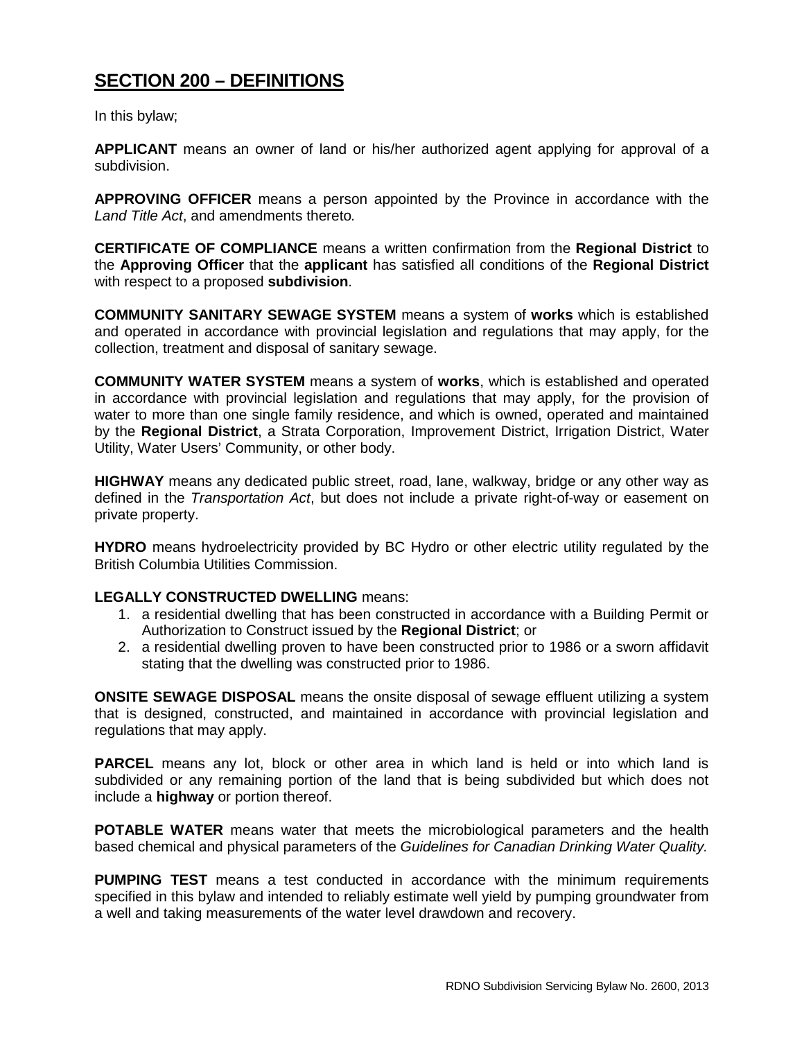## SECTION 200 – DEFINITIONS

In this bylaw;

**APPLICANT** means an owner of land or his/her authorized agent applying for approval of a subdivision.

**APPROVING OFFICER** means a person appointed by the Province in accordance with the *Land Title Act*, and amendments thereto.

**CERTIFICATE OF COMPLIANCE** means a written confirmation from the **Regional District** to the **Approving Officer** that the **applicant** has satisfied all conditions of the **Regional District** with respect to a proposed **subdivision**.

**COMMUNITY SANITARY SEWAGE SYSTEM** means a system of **works** which is established and operated in accordance with provincial legislation and regulations that may apply, for the collection, treatment and disposal of sanitary sewage.

**COMMUNITY WATER SYSTEM** means a system of **works**, which is established and operated in accordance with provincial legislation and regulations that may apply, for the provision of water to more than one single family residence, and which is owned, operated and maintained by the **Regional District**, a Strata Corporation, Improvement District, Irrigation District, Water Utility, Water Users' Community, or other body.

**HIGHWAY** means any dedicated public street, road, lane, walkway, bridge or any other way as defined in the *Transportation Act*, but does not include a private right-of-way or easement on private property.

**HYDRO** means hydroelectricity provided by BC Hydro or other electric utility regulated by the British Columbia Utilities Commission.

**LEGALLY CONSTRUCTED DWELLING** means:

1. a residential dwelling that has been constructed in accordance with a Building Permit or Authorization to Construct issued by the **Regional District**; or
2. a residential dwelling proven to have been constructed prior to 1986 or a sworn affidavit stating that the dwelling was constructed prior to 1986.

**ONSITE SEWAGE DISPOSAL** means the onsite disposal of sewage effluent utilizing a system that is designed, constructed, and maintained in accordance with provincial legislation and regulations that may apply.

**PARCEL** means any lot, block or other area in which land is held or into which land is subdivided or any remaining portion of the land that is being subdivided but which does not include a **highway** or portion thereof.

**POTABLE WATER** means water that meets the microbiological parameters and the health based chemical and physical parameters of the *Guidelines for Canadian Drinking Water Quality.*

**PUMPING TEST** means a test conducted in accordance with the minimum requirements specified in this bylaw and intended to reliably estimate well yield by pumping groundwater from a well and taking measurements of the water level drawdown and recovery.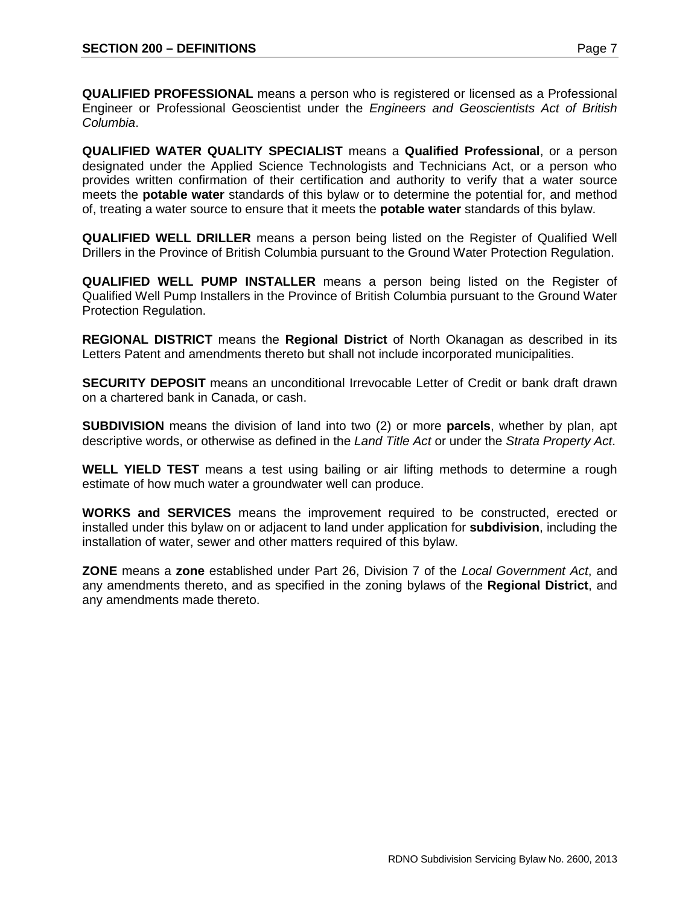**QUALIFIED PROFESSIONAL** means a person who is registered or licensed as a Professional Engineer or Professional Geoscientist under the *Engineers and Geoscientists Act of British Columbia*.

**QUALIFIED WATER QUALITY SPECIALIST** means a **Qualified Professional**, or a person designated under the Applied Science Technologists and Technicians Act, or a person who provides written confirmation of their certification and authority to verify that a water source meets the **potable water** standards of this bylaw or to determine the potential for, and method of, treating a water source to ensure that it meets the **potable water** standards of this bylaw.

**QUALIFIED WELL DRILLER** means a person being listed on the Register of Qualified Well Drillers in the Province of British Columbia pursuant to the Ground Water Protection Regulation.

**QUALIFIED WELL PUMP INSTALLER** means a person being listed on the Register of Qualified Well Pump Installers in the Province of British Columbia pursuant to the Ground Water Protection Regulation.

**REGIONAL DISTRICT** means the **Regional District** of North Okanagan as described in its Letters Patent and amendments thereto but shall not include incorporated municipalities.

**SECURITY DEPOSIT** means an unconditional Irrevocable Letter of Credit or bank draft drawn on a chartered bank in Canada, or cash.

**SUBDIVISION** means the division of land into two (2) or more **parcels**, whether by plan, apt descriptive words, or otherwise as defined in the *Land Title Act* or under the *Strata Property Act*.

**WELL YIELD TEST** means a test using bailing or air lifting methods to determine a rough estimate of how much water a groundwater well can produce.

**WORKS and SERVICES** means the improvement required to be constructed, erected or installed under this bylaw on or adjacent to land under application for **subdivision**, including the installation of water, sewer and other matters required of this bylaw.

**ZONE** means a **zone** established under Part 26, Division 7 of the *Local Government Act*, and any amendments thereto, and as specified in the zoning bylaws of the **Regional District**, and any amendments made thereto.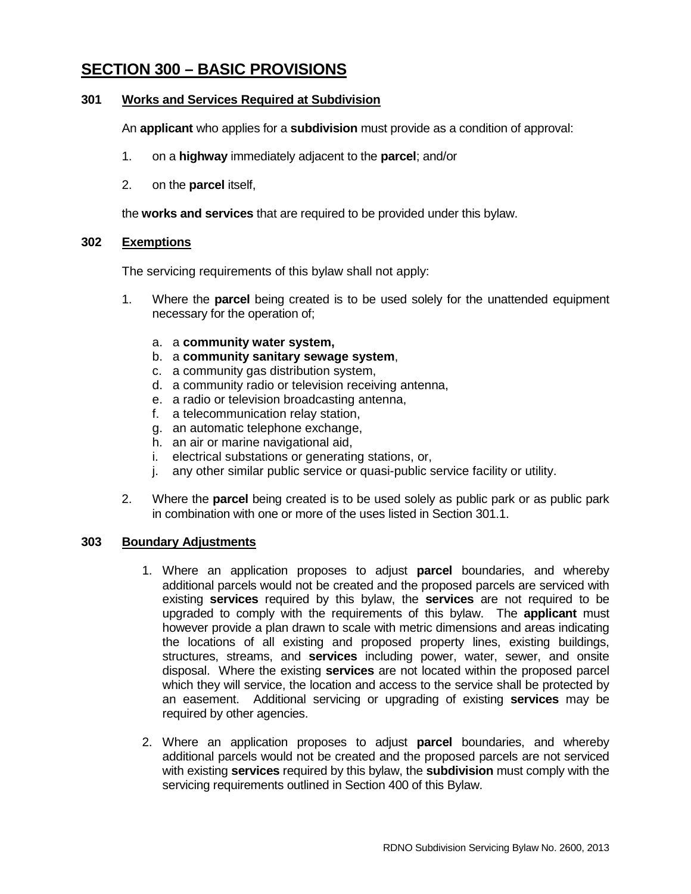# SECTION 300 – BASIC PROVISIONS

## 301 Works and Services Required at Subdivision

An **applicant** who applies for a **subdivision** must provide as a condition of approval:

1. on a **highway** immediately adjacent to the **parcel**; and/or
2. on the **parcel** itself,

the **works and services** that are required to be provided under this bylaw.

## 302 Exemptions

The servicing requirements of this bylaw shall not apply:

1. Where the **parcel** being created is to be used solely for the unattended equipment necessary for the operation of;
   a. a **community water system,**
   b. a **community sanitary sewage system**,
   c. a community gas distribution system,
   d. a community radio or television receiving antenna,
   e. a radio or television broadcasting antenna,
   f. a telecommunication relay station,
   g. an automatic telephone exchange,
   h. an air or marine navigational aid,
   i. electrical substations or generating stations, or,
   j. any other similar public service or quasi-public service facility or utility.
2. Where the **parcel** being created is to be used solely as public park or as public park in combination with one or more of the uses listed in Section 301.1.

## 303 Boundary Adjustments

1. Where an application proposes to adjust **parcel** boundaries, and whereby additional parcels would not be created and the proposed parcels are serviced with existing **services** required by this bylaw, the **services** are not required to be upgraded to comply with the requirements of this bylaw. The **applicant** must however provide a plan drawn to scale with metric dimensions and areas indicating the locations of all existing and proposed property lines, existing buildings, structures, streams, and **services** including power, water, sewer, and onsite disposal. Where the existing **services** are not located within the proposed parcel which they will service, the location and access to the service shall be protected by an easement. Additional servicing or upgrading of existing **services** may be required by other agencies.
2. Where an application proposes to adjust **parcel** boundaries, and whereby additional parcels would not be created and the proposed parcels are not serviced with existing **services** required by this bylaw, the **subdivision** must comply with the servicing requirements outlined in Section 400 of this Bylaw.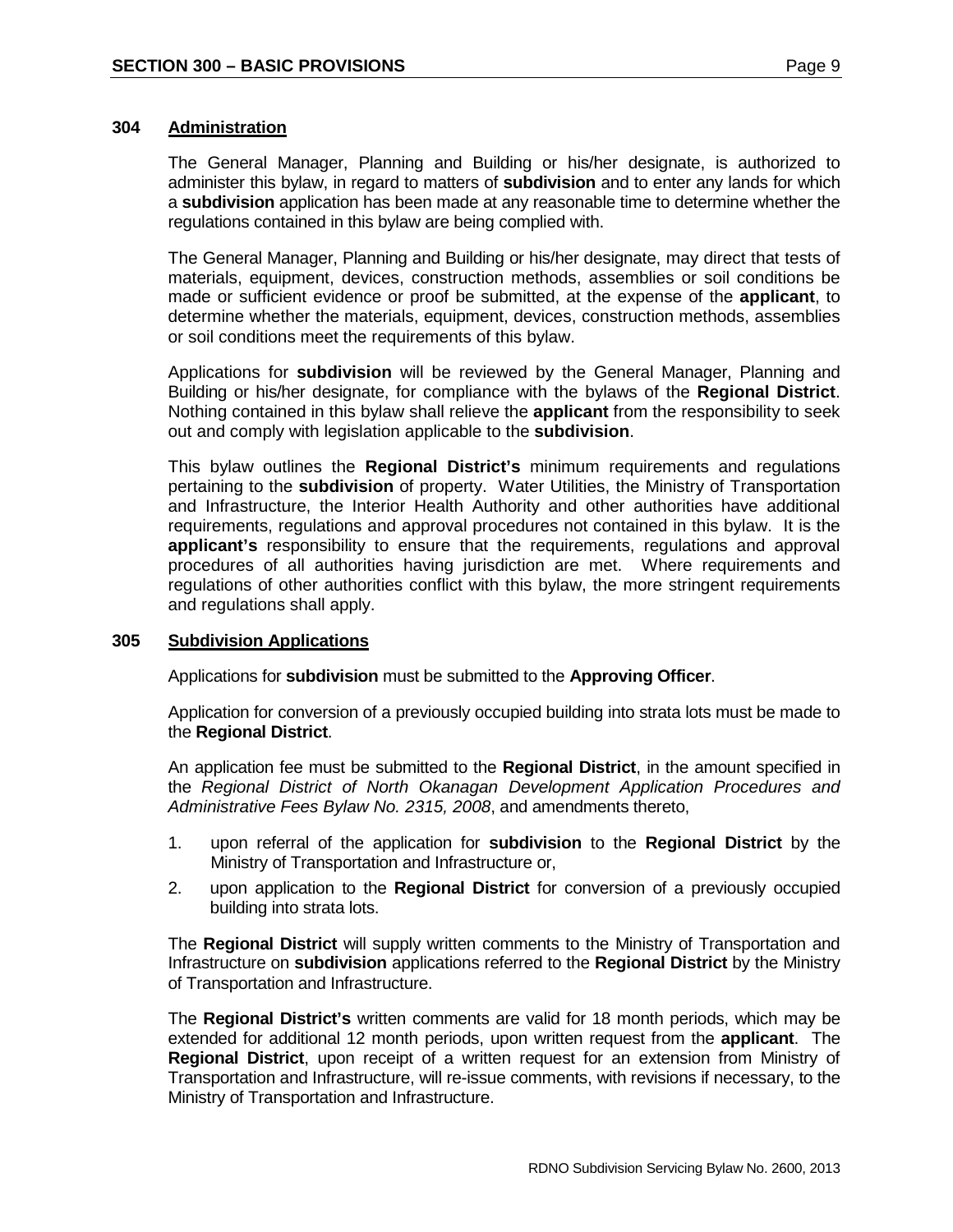## 304 Administration

The General Manager, Planning and Building or his/her designate, is authorized to administer this bylaw, in regard to matters of **subdivision** and to enter any lands for which a **subdivision** application has been made at any reasonable time to determine whether the regulations contained in this bylaw are being complied with.

The General Manager, Planning and Building or his/her designate, may direct that tests of materials, equipment, devices, construction methods, assemblies or soil conditions be made or sufficient evidence or proof be submitted, at the expense of the **applicant**, to determine whether the materials, equipment, devices, construction methods, assemblies or soil conditions meet the requirements of this bylaw.

Applications for **subdivision** will be reviewed by the General Manager, Planning and Building or his/her designate, for compliance with the bylaws of the **Regional District**. Nothing contained in this bylaw shall relieve the **applicant** from the responsibility to seek out and comply with legislation applicable to the **subdivision**.

This bylaw outlines the **Regional District's** minimum requirements and regulations pertaining to the **subdivision** of property. Water Utilities, the Ministry of Transportation and Infrastructure, the Interior Health Authority and other authorities have additional requirements, regulations and approval procedures not contained in this bylaw. It is the **applicant's** responsibility to ensure that the requirements, regulations and approval procedures of all authorities having jurisdiction are met. Where requirements and regulations of other authorities conflict with this bylaw, the more stringent requirements and regulations shall apply.

## 305 Subdivision Applications

Applications for **subdivision** must be submitted to the **Approving Officer**.

Application for conversion of a previously occupied building into strata lots must be made to the **Regional District**.

An application fee must be submitted to the **Regional District**, in the amount specified in the *Regional District of North Okanagan Development Application Procedures and Administrative Fees Bylaw No. 2315, 2008*, and amendments thereto,

1. upon referral of the application for **subdivision** to the **Regional District** by the Ministry of Transportation and Infrastructure or,
2. upon application to the **Regional District** for conversion of a previously occupied building into strata lots.

The **Regional District** will supply written comments to the Ministry of Transportation and Infrastructure on **subdivision** applications referred to the **Regional District** by the Ministry of Transportation and Infrastructure.

The **Regional District's** written comments are valid for 18 month periods, which may be extended for additional 12 month periods, upon written request from the **applicant**. The **Regional District**, upon receipt of a written request for an extension from Ministry of Transportation and Infrastructure, will re-issue comments, with revisions if necessary, to the Ministry of Transportation and Infrastructure.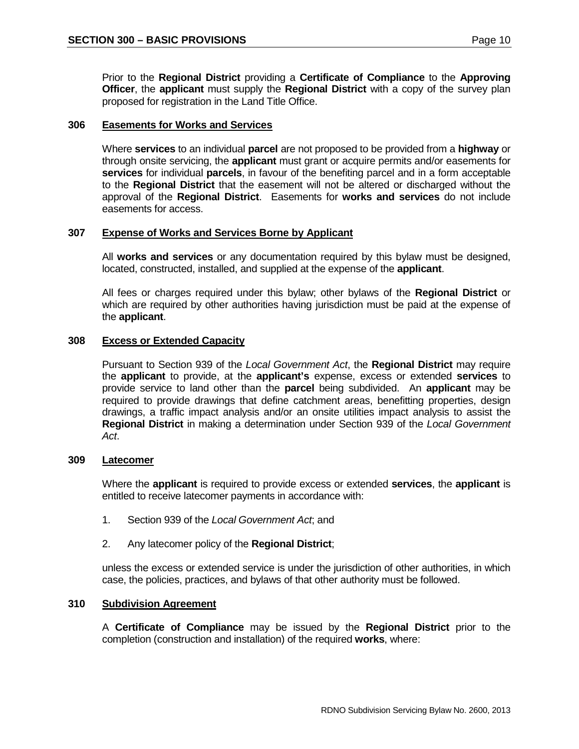Prior to the **Regional District** providing a **Certificate of Compliance** to the **Approving Officer**, the **applicant** must supply the **Regional District** with a copy of the survey plan proposed for registration in the Land Title Office.

### 306 Easements for Works and Services

Where **services** to an individual **parcel** are not proposed to be provided from a **highway** or through onsite servicing, the **applicant** must grant or acquire permits and/or easements for **services** for individual **parcels**, in favour of the benefiting parcel and in a form acceptable to the **Regional District** that the easement will not be altered or discharged without the approval of the **Regional District**. Easements for **works and services** do not include easements for access.

### 307 Expense of Works and Services Borne by Applicant

All **works and services** or any documentation required by this bylaw must be designed, located, constructed, installed, and supplied at the expense of the **applicant**.

All fees or charges required under this bylaw; other bylaws of the **Regional District** or which are required by other authorities having jurisdiction must be paid at the expense of the **applicant**.

### 308 Excess or Extended Capacity

Pursuant to Section 939 of the *Local Government Act*, the **Regional District** may require the **applicant** to provide, at the **applicant's** expense, excess or extended **services** to provide service to land other than the **parcel** being subdivided. An **applicant** may be required to provide drawings that define catchment areas, benefitting properties, design drawings, a traffic impact analysis and/or an onsite utilities impact analysis to assist the **Regional District** in making a determination under Section 939 of the *Local Government Act*.

### 309 Latecomer

Where the **applicant** is required to provide excess or extended **services**, the **applicant** is entitled to receive latecomer payments in accordance with:

1. Section 939 of the *Local Government Act*; and

2. Any latecomer policy of the **Regional District**;

unless the excess or extended service is under the jurisdiction of other authorities, in which case, the policies, practices, and bylaws of that other authority must be followed.

### 310 Subdivision Agreement

A **Certificate of Compliance** may be issued by the **Regional District** prior to the completion (construction and installation) of the required **works**, where: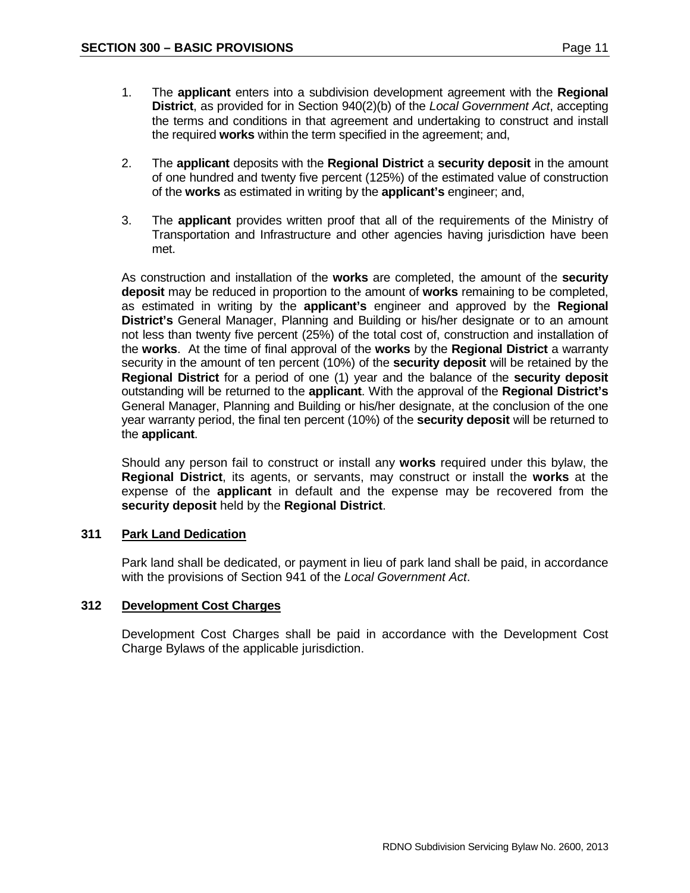1. The **applicant** enters into a subdivision development agreement with the **Regional District**, as provided for in Section 940(2)(b) of the *Local Government Act*, accepting the terms and conditions in that agreement and undertaking to construct and install the required **works** within the term specified in the agreement; and,

2. The **applicant** deposits with the **Regional District** a **security deposit** in the amount of one hundred and twenty five percent (125%) of the estimated value of construction of the **works** as estimated in writing by the **applicant's** engineer; and,

3. The **applicant** provides written proof that all of the requirements of the Ministry of Transportation and Infrastructure and other agencies having jurisdiction have been met.

As construction and installation of the **works** are completed, the amount of the **security deposit** may be reduced in proportion to the amount of **works** remaining to be completed, as estimated in writing by the **applicant's** engineer and approved by the **Regional District's** General Manager, Planning and Building or his/her designate or to an amount not less than twenty five percent (25%) of the total cost of, construction and installation of the **works**. At the time of final approval of the **works** by the **Regional District** a warranty security in the amount of ten percent (10%) of the **security deposit** will be retained by the **Regional District** for a period of one (1) year and the balance of the **security deposit** outstanding will be returned to the **applicant**. With the approval of the **Regional District's** General Manager, Planning and Building or his/her designate, at the conclusion of the one year warranty period, the final ten percent (10%) of the **security deposit** will be returned to the **applicant**.

Should any person fail to construct or install any **works** required under this bylaw, the **Regional District**, its agents, or servants, may construct or install the **works** at the expense of the **applicant** in default and the expense may be recovered from the **security deposit** held by the **Regional District**.

### 311 Park Land Dedication

Park land shall be dedicated, or payment in lieu of park land shall be paid, in accordance with the provisions of Section 941 of the *Local Government Act*.

### 312 Development Cost Charges

Development Cost Charges shall be paid in accordance with the Development Cost Charge Bylaws of the applicable jurisdiction.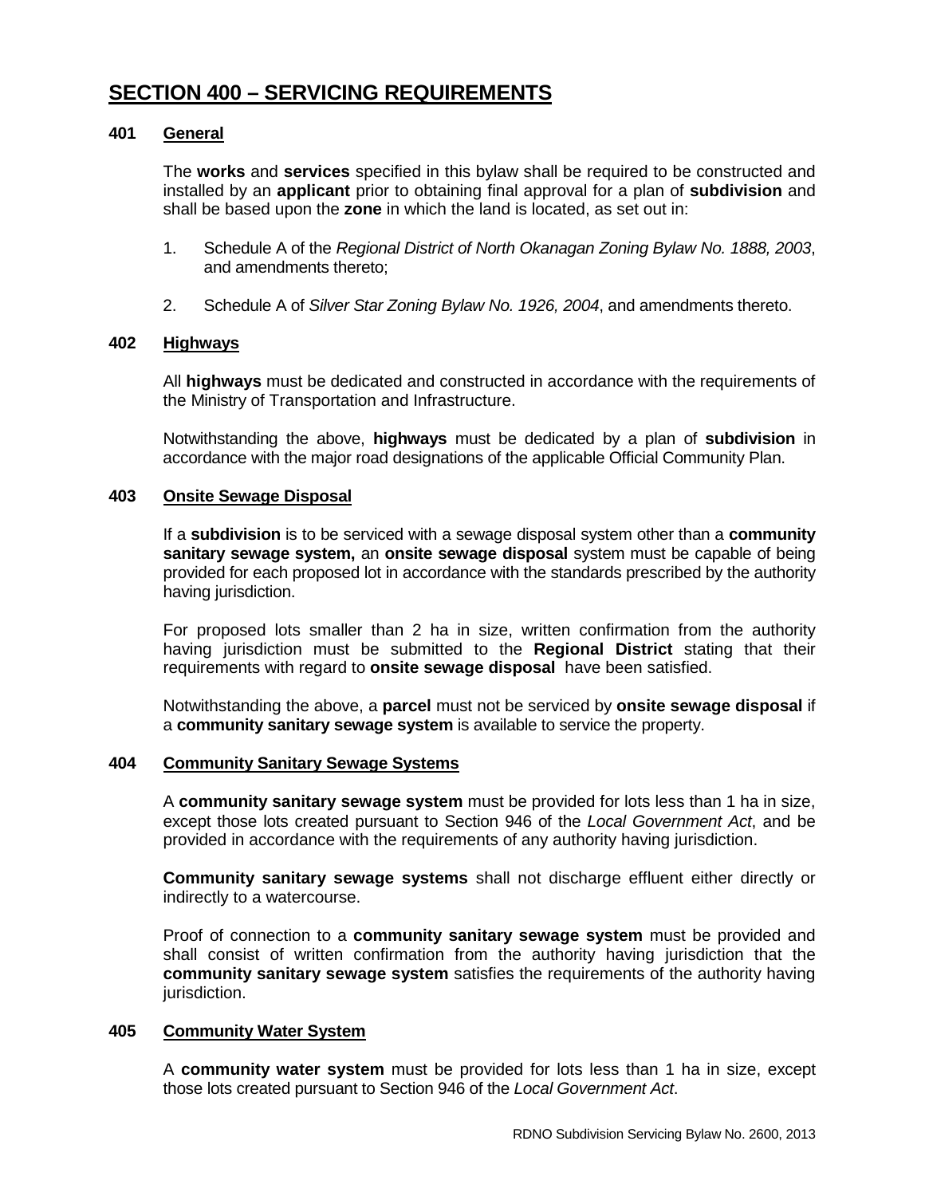# SECTION 400 – SERVICING REQUIREMENTS

### 401 General

The **works** and **services** specified in this bylaw shall be required to be constructed and installed by an **applicant** prior to obtaining final approval for a plan of **subdivision** and shall be based upon the **zone** in which the land is located, as set out in:

1. Schedule A of the *Regional District of North Okanagan Zoning Bylaw No. 1888, 2003*, and amendments thereto;

2. Schedule A of *Silver Star Zoning Bylaw No. 1926, 2004*, and amendments thereto.

### 402 Highways

All **highways** must be dedicated and constructed in accordance with the requirements of the Ministry of Transportation and Infrastructure.

Notwithstanding the above, **highways** must be dedicated by a plan of **subdivision** in accordance with the major road designations of the applicable Official Community Plan.

### 403 Onsite Sewage Disposal

If a **subdivision** is to be serviced with a sewage disposal system other than a **community sanitary sewage system,** an **onsite sewage disposal** system must be capable of being provided for each proposed lot in accordance with the standards prescribed by the authority having jurisdiction.

For proposed lots smaller than 2 ha in size, written confirmation from the authority having jurisdiction must be submitted to the **Regional District** stating that their requirements with regard to **onsite sewage disposal** have been satisfied.

Notwithstanding the above, a **parcel** must not be serviced by **onsite sewage disposal** if a **community sanitary sewage system** is available to service the property.

### 404 Community Sanitary Sewage Systems

A **community sanitary sewage system** must be provided for lots less than 1 ha in size, except those lots created pursuant to Section 946 of the *Local Government Act*, and be provided in accordance with the requirements of any authority having jurisdiction.

**Community sanitary sewage systems** shall not discharge effluent either directly or indirectly to a watercourse.

Proof of connection to a **community sanitary sewage system** must be provided and shall consist of written confirmation from the authority having jurisdiction that the **community sanitary sewage system** satisfies the requirements of the authority having jurisdiction.

### 405 Community Water System

A **community water system** must be provided for lots less than 1 ha in size, except those lots created pursuant to Section 946 of the *Local Government Act*.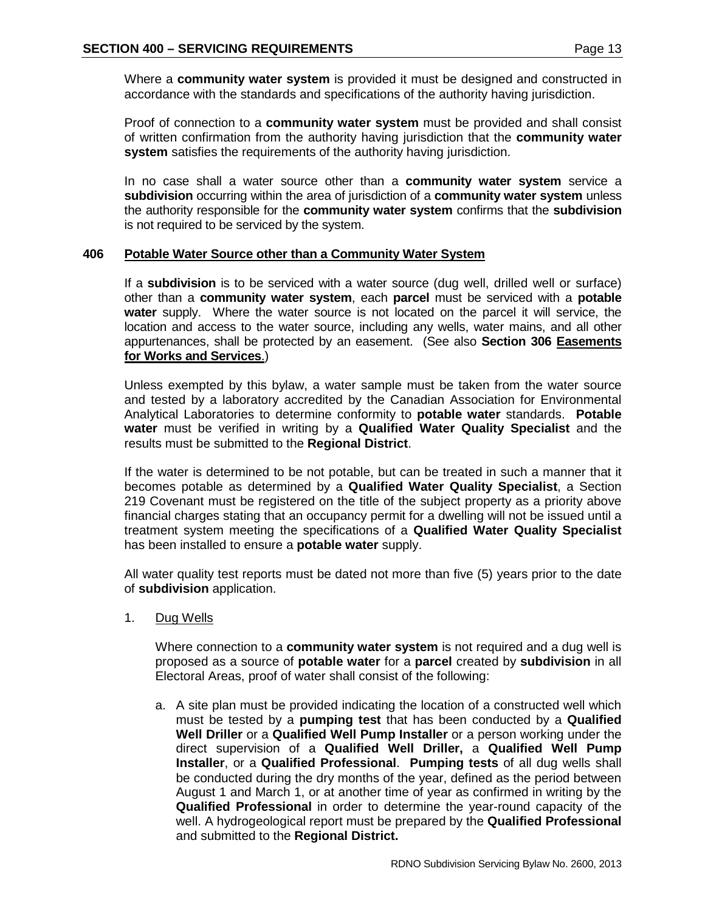Where a **community water system** is provided it must be designed and constructed in accordance with the standards and specifications of the authority having jurisdiction.

Proof of connection to a **community water system** must be provided and shall consist of written confirmation from the authority having jurisdiction that the **community water system** satisfies the requirements of the authority having jurisdiction.

In no case shall a water source other than a **community water system** service a **subdivision** occurring within the area of jurisdiction of a **community water system** unless the authority responsible for the **community water system** confirms that the **subdivision** is not required to be serviced by the system.

### 406 Potable Water Source other than a Community Water System

If a **subdivision** is to be serviced with a water source (dug well, drilled well or surface) other than a **community water system**, each **parcel** must be serviced with a **potable water** supply. Where the water source is not located on the parcel it will service, the location and access to the water source, including any wells, water mains, and all other appurtenances, shall be protected by an easement. (See also **Section 306 Easements for Works and Services**.)

Unless exempted by this bylaw, a water sample must be taken from the water source and tested by a laboratory accredited by the Canadian Association for Environmental Analytical Laboratories to determine conformity to **potable water** standards. **Potable water** must be verified in writing by a **Qualified Water Quality Specialist** and the results must be submitted to the **Regional District**.

If the water is determined to be not potable, but can be treated in such a manner that it becomes potable as determined by a **Qualified Water Quality Specialist**, a Section 219 Covenant must be registered on the title of the subject property as a priority above financial charges stating that an occupancy permit for a dwelling will not be issued until a treatment system meeting the specifications of a **Qualified Water Quality Specialist** has been installed to ensure a **potable water** supply.

All water quality test reports must be dated not more than five (5) years prior to the date of **subdivision** application.

1. Dug Wells

   Where connection to a **community water system** is not required and a dug well is proposed as a source of **potable water** for a **parcel** created by **subdivision** in all Electoral Areas, proof of water shall consist of the following:

   a. A site plan must be provided indicating the location of a constructed well which must be tested by a **pumping test** that has been conducted by a **Qualified Well Driller** or a **Qualified Well Pump Installer** or a person working under the direct supervision of a **Qualified Well Driller,** a **Qualified Well Pump Installer**, or a **Qualified Professional**. **Pumping tests** of all dug wells shall be conducted during the dry months of the year, defined as the period between August 1 and March 1, or at another time of year as confirmed in writing by the **Qualified Professional** in order to determine the year-round capacity of the well. A hydrogeological report must be prepared by the **Qualified Professional** and submitted to the **Regional District.**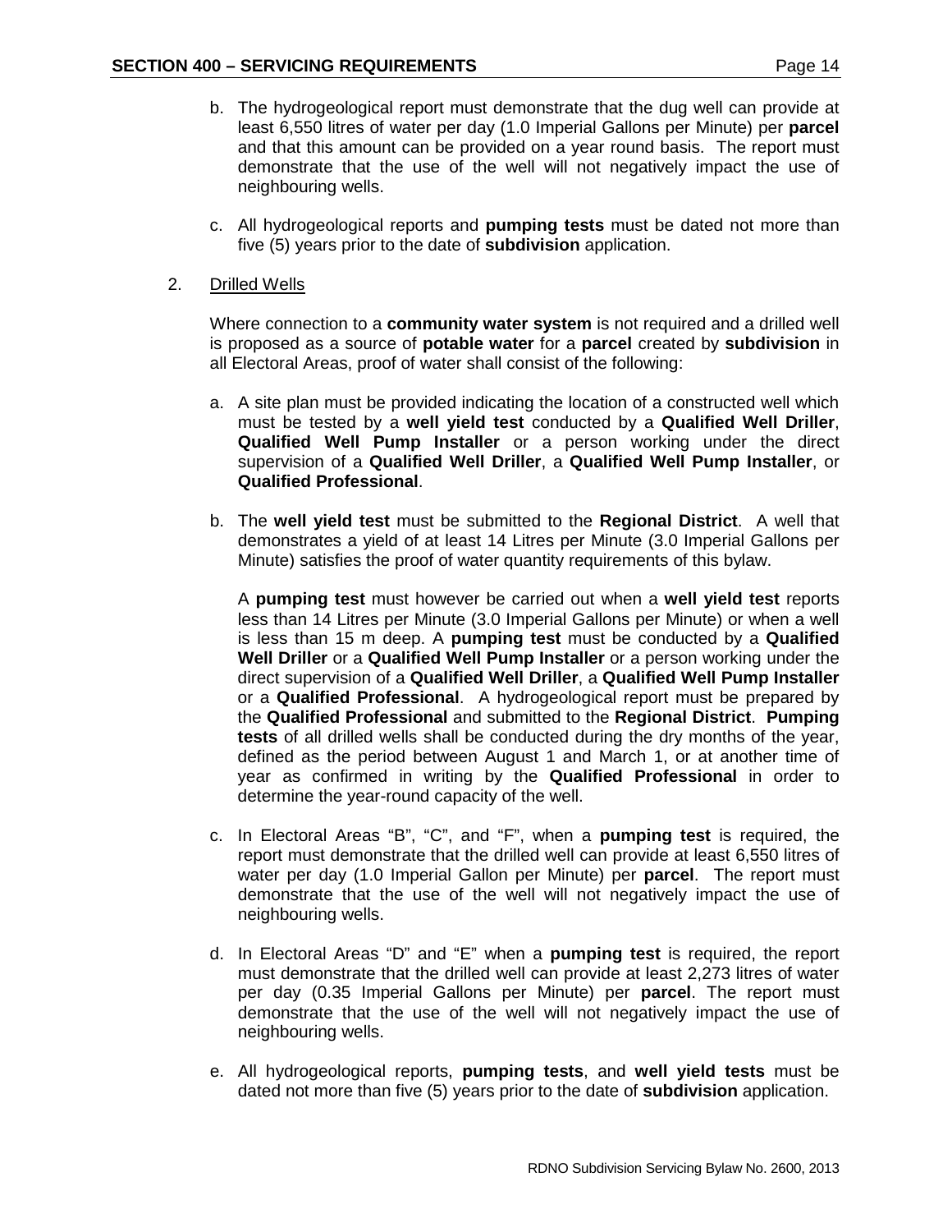b. The hydrogeological report must demonstrate that the dug well can provide at least 6,550 litres of water per day (1.0 Imperial Gallons per Minute) per **parcel** and that this amount can be provided on a year round basis. The report must demonstrate that the use of the well will not negatively impact the use of neighbouring wells.

c. All hydrogeological reports and **pumping tests** must be dated not more than five (5) years prior to the date of **subdivision** application.

2. Drilled Wells

Where connection to a **community water system** is not required and a drilled well is proposed as a source of **potable water** for a **parcel** created by **subdivision** in all Electoral Areas, proof of water shall consist of the following:

a. A site plan must be provided indicating the location of a constructed well which must be tested by a **well yield test** conducted by a **Qualified Well Driller**, **Qualified Well Pump Installer** or a person working under the direct supervision of a **Qualified Well Driller**, a **Qualified Well Pump Installer**, or **Qualified Professional**.

b. The **well yield test** must be submitted to the **Regional District**. A well that demonstrates a yield of at least 14 Litres per Minute (3.0 Imperial Gallons per Minute) satisfies the proof of water quantity requirements of this bylaw.

   A **pumping test** must however be carried out when a **well yield test** reports less than 14 Litres per Minute (3.0 Imperial Gallons per Minute) or when a well is less than 15 m deep. A **pumping test** must be conducted by a **Qualified Well Driller** or a **Qualified Well Pump Installer** or a person working under the direct supervision of a **Qualified Well Driller**, a **Qualified Well Pump Installer** or a **Qualified Professional**. A hydrogeological report must be prepared by the **Qualified Professional** and submitted to the **Regional District**. **Pumping tests** of all drilled wells shall be conducted during the dry months of the year, defined as the period between August 1 and March 1, or at another time of year as confirmed in writing by the **Qualified Professional** in order to determine the year-round capacity of the well.

c. In Electoral Areas "B", "C", and "F", when a **pumping test** is required, the report must demonstrate that the drilled well can provide at least 6,550 litres of water per day (1.0 Imperial Gallon per Minute) per **parcel**. The report must demonstrate that the use of the well will not negatively impact the use of neighbouring wells.

d. In Electoral Areas "D" and "E" when a **pumping test** is required, the report must demonstrate that the drilled well can provide at least 2,273 litres of water per day (0.35 Imperial Gallons per Minute) per **parcel**. The report must demonstrate that the use of the well will not negatively impact the use of neighbouring wells.

e. All hydrogeological reports, **pumping tests**, and **well yield tests** must be dated not more than five (5) years prior to the date of **subdivision** application.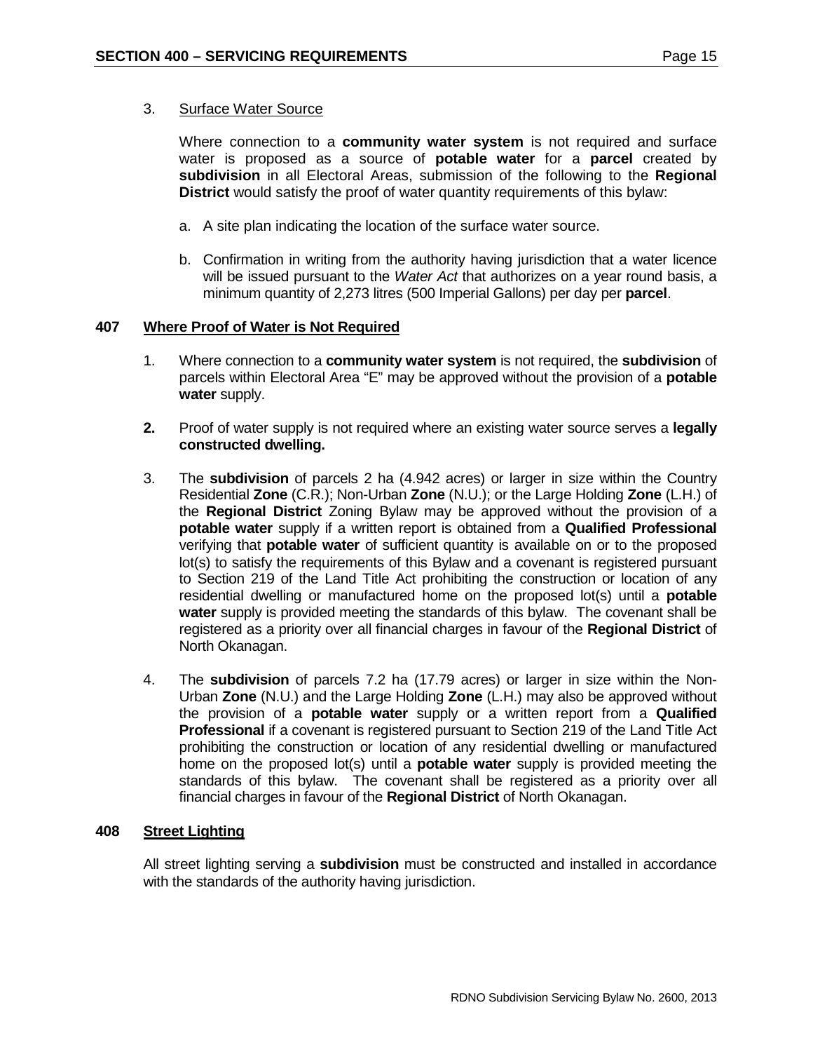3. <u>Surface Water Source</u>

   Where connection to a **community water system** is not required and surface water is proposed as a source of **potable water** for a **parcel** created by **subdivision** in all Electoral Areas, submission of the following to the **Regional District** would satisfy the proof of water quantity requirements of this bylaw:

   a. A site plan indicating the location of the surface water source.

   b. Confirmation in writing from the authority having jurisdiction that a water licence will be issued pursuant to the *Water Act* that authorizes on a year round basis, a minimum quantity of 2,273 litres (500 Imperial Gallons) per day per **parcel**.

## 407 Where Proof of Water is Not Required

1. Where connection to a **community water system** is not required, the **subdivision** of parcels within Electoral Area "E" may be approved without the provision of a **potable water** supply.

2. Proof of water supply is not required where an existing water source serves a **legally constructed dwelling.**

3. The **subdivision** of parcels 2 ha (4.942 acres) or larger in size within the Country Residential **Zone** (C.R.); Non-Urban **Zone** (N.U.); or the Large Holding **Zone** (L.H.) of the **Regional District** Zoning Bylaw may be approved without the provision of a **potable water** supply if a written report is obtained from a **Qualified Professional** verifying that **potable water** of sufficient quantity is available on or to the proposed lot(s) to satisfy the requirements of this Bylaw and a covenant is registered pursuant to Section 219 of the Land Title Act prohibiting the construction or location of any residential dwelling or manufactured home on the proposed lot(s) until a **potable water** supply is provided meeting the standards of this bylaw. The covenant shall be registered as a priority over all financial charges in favour of the **Regional District** of North Okanagan.

4. The **subdivision** of parcels 7.2 ha (17.79 acres) or larger in size within the Non-Urban **Zone** (N.U.) and the Large Holding **Zone** (L.H.) may also be approved without the provision of a **potable water** supply or a written report from a **Qualified Professional** if a covenant is registered pursuant to Section 219 of the Land Title Act prohibiting the construction or location of any residential dwelling or manufactured home on the proposed lot(s) until a **potable water** supply is provided meeting the standards of this bylaw. The covenant shall be registered as a priority over all financial charges in favour of the **Regional District** of North Okanagan.

## 408 Street Lighting

All street lighting serving a **subdivision** must be constructed and installed in accordance with the standards of the authority having jurisdiction.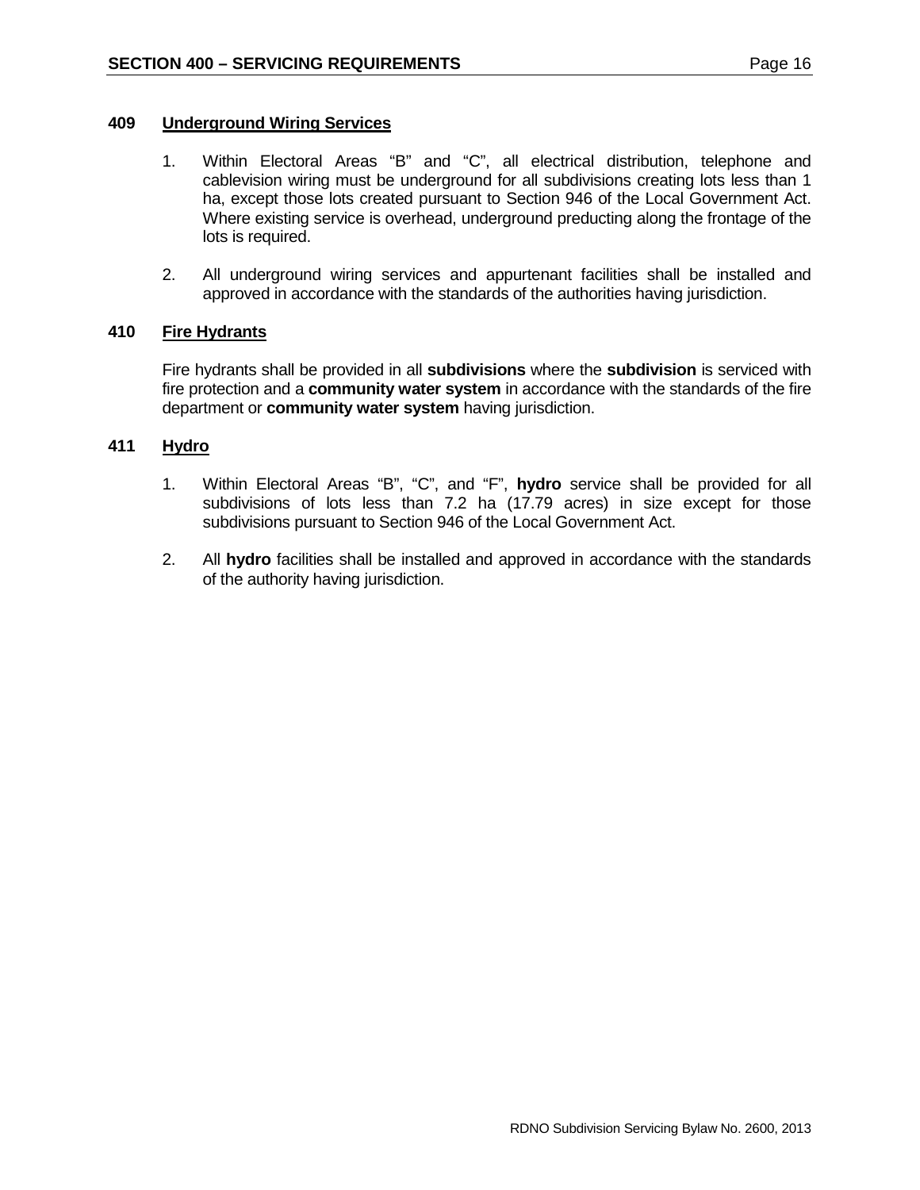## 409 Underground Wiring Services

1. Within Electoral Areas “B” and “C”, all electrical distribution, telephone and cablevision wiring must be underground for all subdivisions creating lots less than 1 ha, except those lots created pursuant to Section 946 of the Local Government Act. Where existing service is overhead, underground preducting along the frontage of the lots is required.

2. All underground wiring services and appurtenant facilities shall be installed and approved in accordance with the standards of the authorities having jurisdiction.

## 410 Fire Hydrants

Fire hydrants shall be provided in all **subdivisions** where the **subdivision** is serviced with fire protection and a **community water system** in accordance with the standards of the fire department or **community water system** having jurisdiction.

## 411 Hydro

1. Within Electoral Areas “B”, “C”, and “F”, **hydro** service shall be provided for all subdivisions of lots less than 7.2 ha (17.79 acres) in size except for those subdivisions pursuant to Section 946 of the Local Government Act.

2. All **hydro** facilities shall be installed and approved in accordance with the standards of the authority having jurisdiction.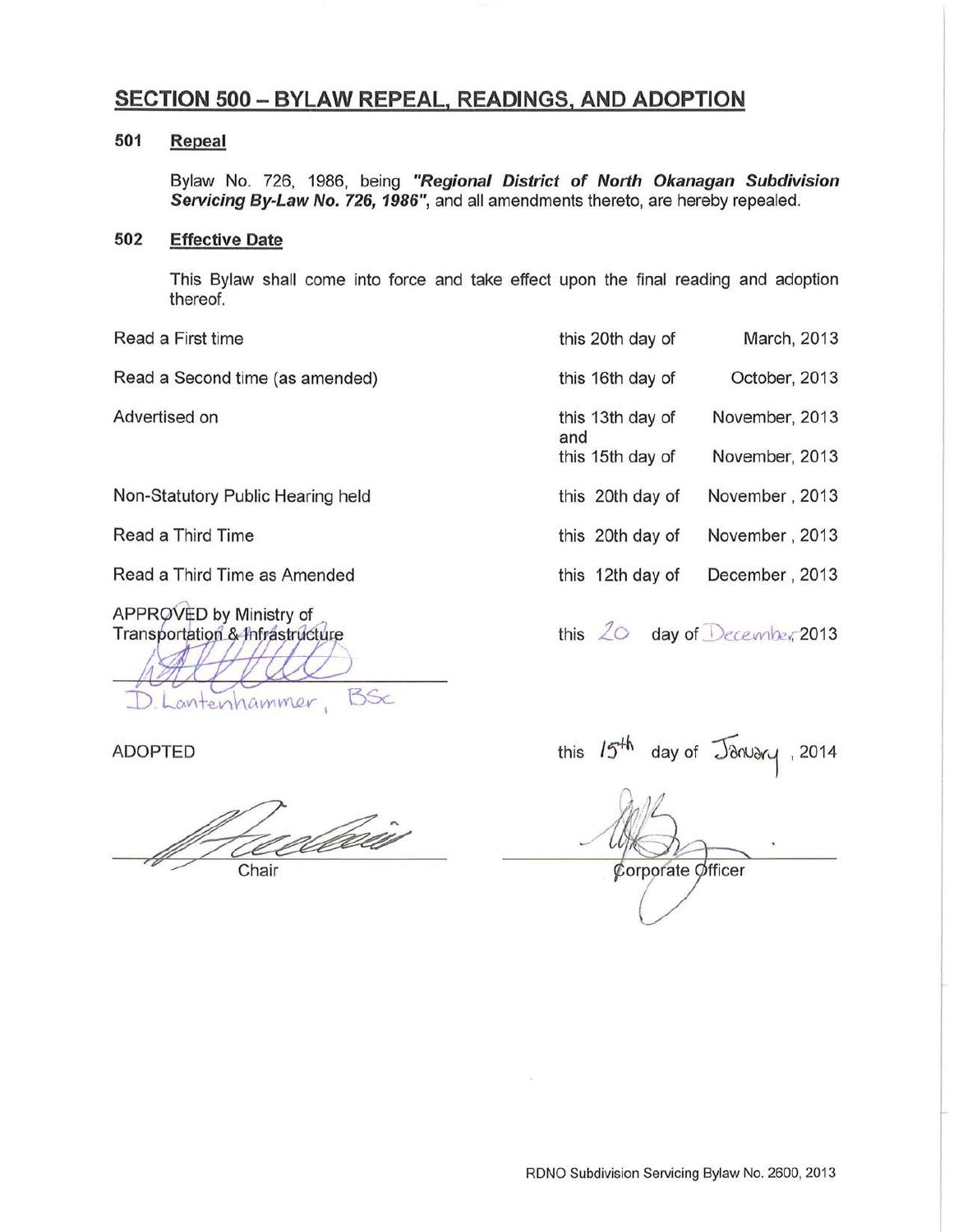## SECTION 500 – BYLAW REPEAL, READINGS, AND ADOPTION

### 501 Repeal

Bylaw No. 726, 1986, being ***"Regional District of North Okanagan Subdivision Servicing By-Law No. 726, 1986"***, and all amendments thereto, are hereby repealed.

### 502 Effective Date

This Bylaw shall come into force and take effect upon the final reading and adoption thereof.

| | | |
|---|---|---|
| Read a First time | this 20th day of | March, 2013 |
| Read a Second time (as amended) | this 16th day of | October, 2013 |
| Advertised on | this 13th day of and this 15th day of | November, 2013 November, 2013 |
| Non-Statutory Public Hearing held | this 20th day of | November , 2013 |
| Read a Third Time | this 20th day of | November , 2013 |
| Read a Third Time as Amended | this 12th day of | December , 2013 |
| APPROVED by Ministry of Transportation & Infrastructure | this 20 day of | December 2013 |

D. Lantenhammer, BSc

ADOPTED this 15th day of January, 2014

Chair

Corporate Officer